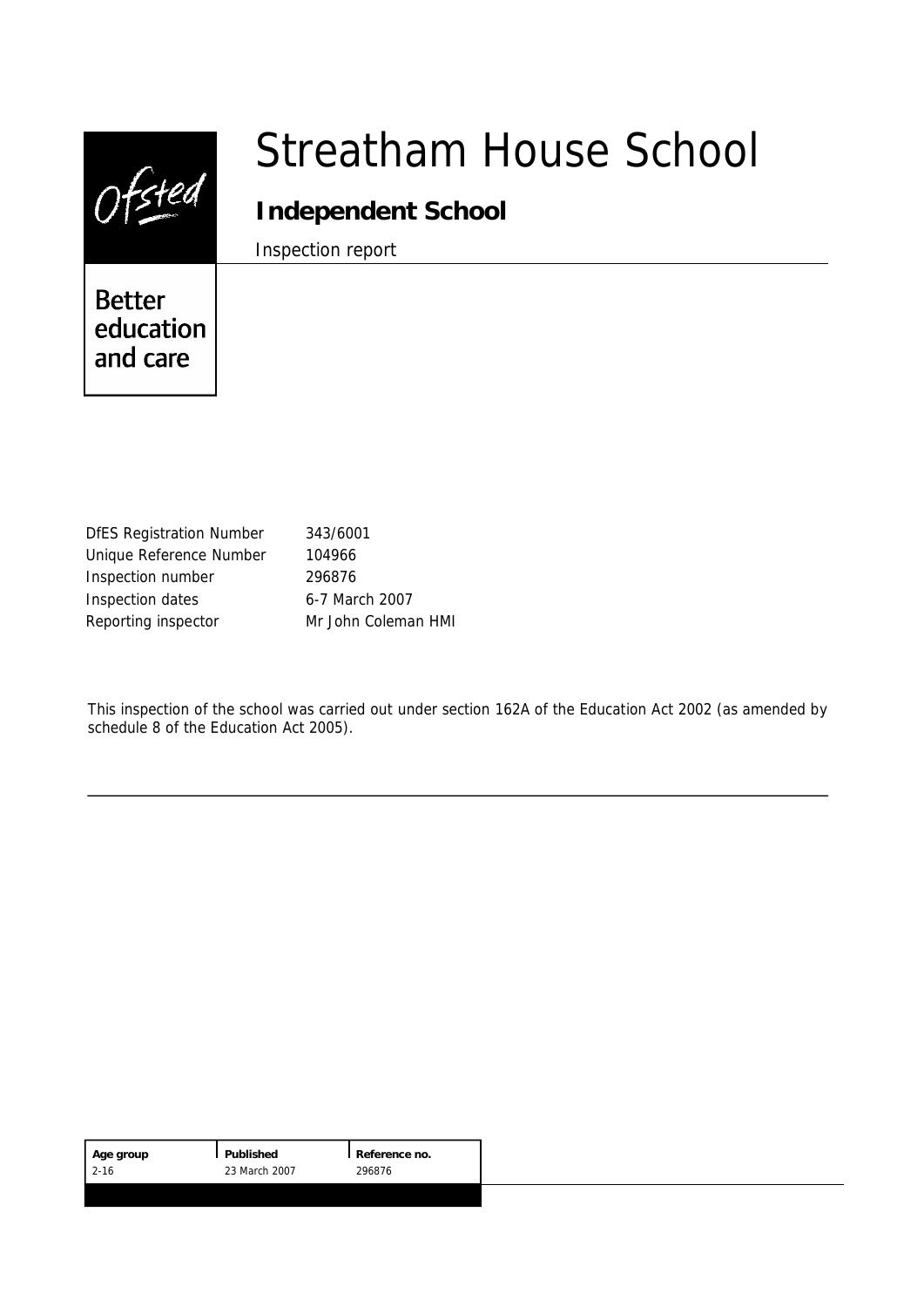Ofsted

Better education and care

# Streatham House School

## Independent School

Inspection report

| | |
|---|---|
| DfES Registration Number | 343/6001 |
| Unique Reference Number | 104966 |
| Inspection number | 296876 |
| Inspection dates | 6-7 March 2007 |
| Reporting inspector | Mr John Coleman HMI |

This inspection of the school was carried out under section 162A of the Education Act 2002 (as amended by schedule 8 of the Education Act 2005).

| Age group | Published | Reference no. |
|---|---|---|
| 2-16 | 23 March 2007 | 296876 |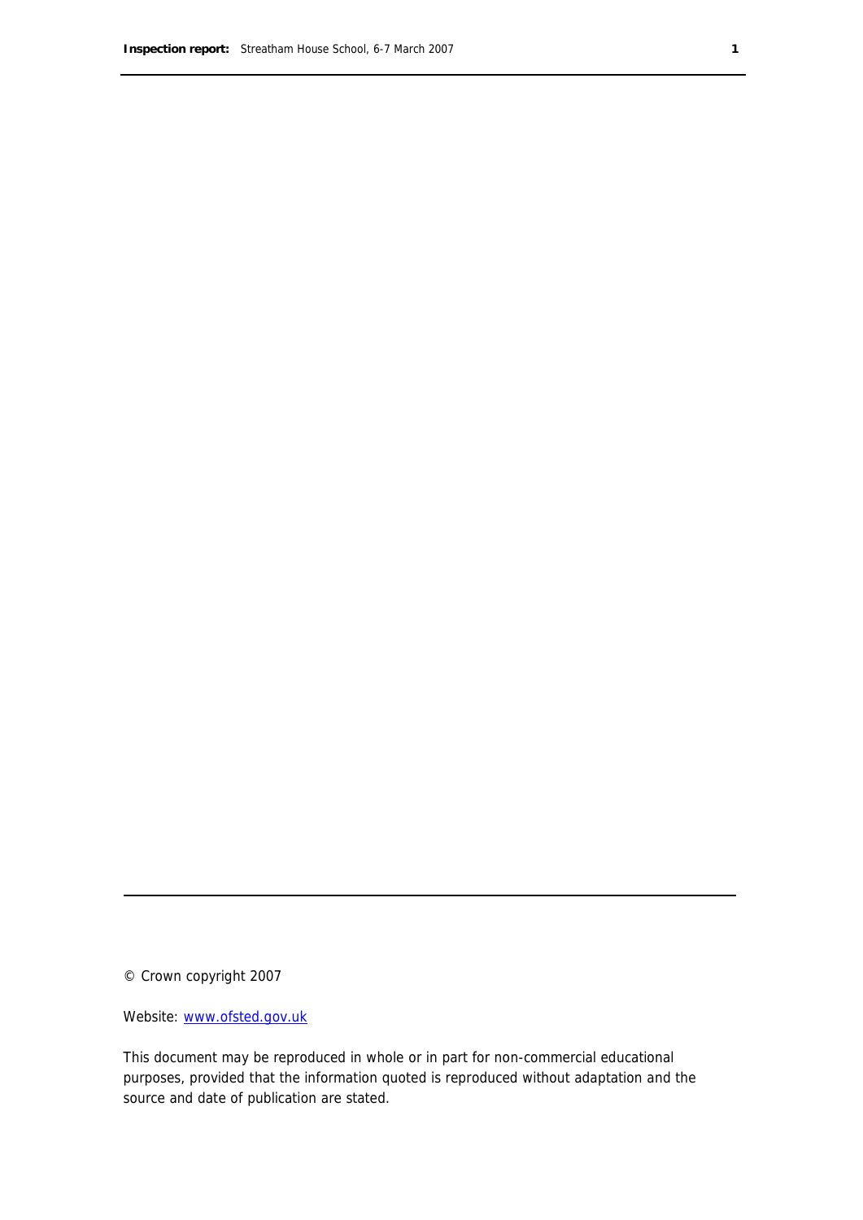© Crown copyright 2007

Website: www.ofsted.gov.uk

This document may be reproduced in whole or in part for non-commercial educational purposes, provided that the information quoted is reproduced without adaptation and the source and date of publication are stated.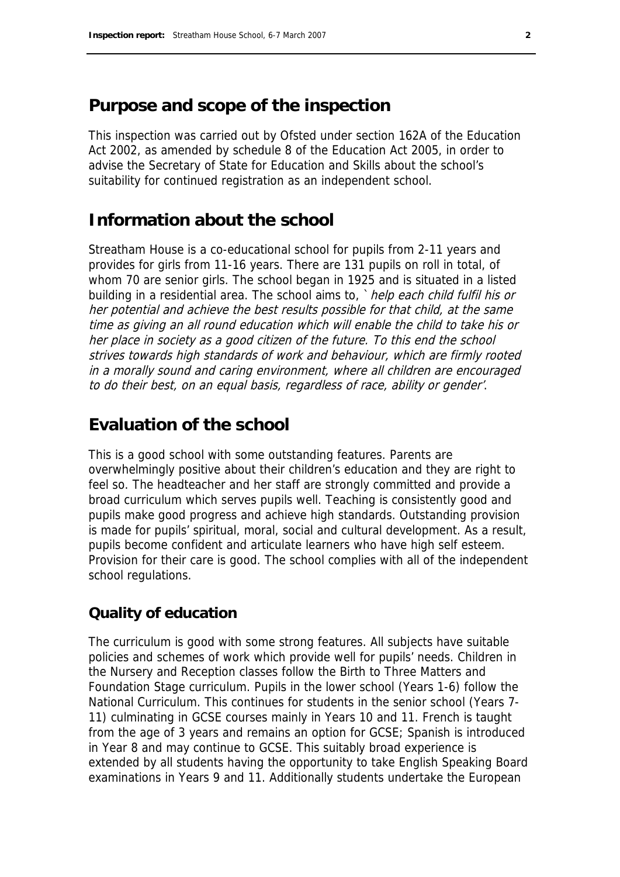## Purpose and scope of the inspection

This inspection was carried out by Ofsted under section 162A of the Education Act 2002, as amended by schedule 8 of the Education Act 2005, in order to advise the Secretary of State for Education and Skills about the school's suitability for continued registration as an independent school.

## Information about the school

Streatham House is a co-educational school for pupils from 2-11 years and provides for girls from 11-16 years. There are 131 pupils on roll in total, of whom 70 are senior girls. The school began in 1925 and is situated in a listed building in a residential area. The school aims to, `*help each child fulfil his or her potential and achieve the best results possible for that child, at the same time as giving an all round education which will enable the child to take his or her place in society as a good citizen of the future. To this end the school strives towards high standards of work and behaviour, which are firmly rooted in a morally sound and caring environment, where all children are encouraged to do their best, on an equal basis, regardless of race, ability or gender*'.

## Evaluation of the school

This is a good school with some outstanding features. Parents are overwhelmingly positive about their children's education and they are right to feel so. The headteacher and her staff are strongly committed and provide a broad curriculum which serves pupils well. Teaching is consistently good and pupils make good progress and achieve high standards. Outstanding provision is made for pupils' spiritual, moral, social and cultural development. As a result, pupils become confident and articulate learners who have high self esteem. Provision for their care is good. The school complies with all of the independent school regulations.

### Quality of education

The curriculum is good with some strong features. All subjects have suitable policies and schemes of work which provide well for pupils' needs. Children in the Nursery and Reception classes follow the Birth to Three Matters and Foundation Stage curriculum. Pupils in the lower school (Years 1-6) follow the National Curriculum. This continues for students in the senior school (Years 7-11) culminating in GCSE courses mainly in Years 10 and 11. French is taught from the age of 3 years and remains an option for GCSE; Spanish is introduced in Year 8 and may continue to GCSE. This suitably broad experience is extended by all students having the opportunity to take English Speaking Board examinations in Years 9 and 11. Additionally students undertake the European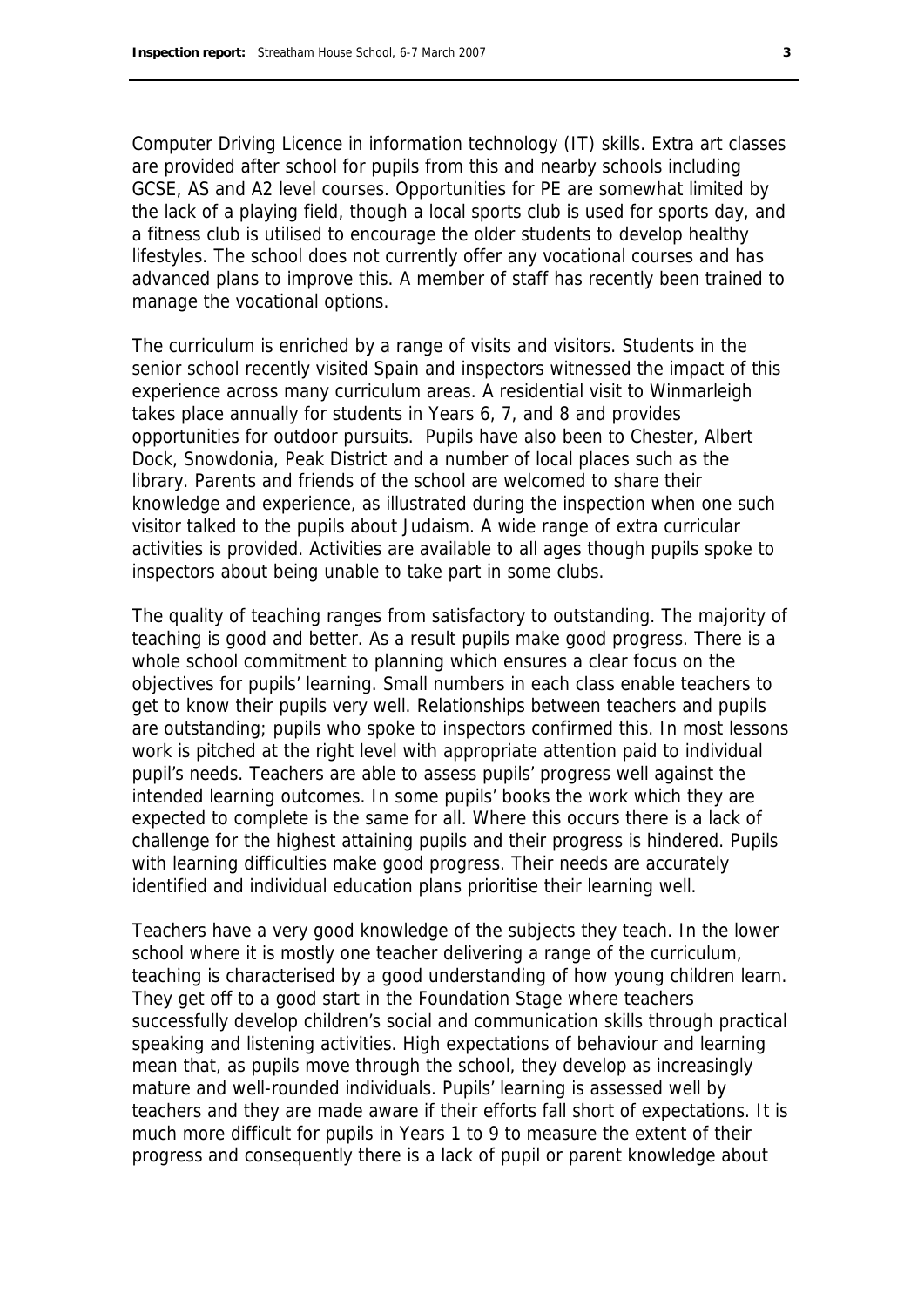Computer Driving Licence in information technology (IT) skills. Extra art classes are provided after school for pupils from this and nearby schools including GCSE, AS and A2 level courses. Opportunities for PE are somewhat limited by the lack of a playing field, though a local sports club is used for sports day, and a fitness club is utilised to encourage the older students to develop healthy lifestyles. The school does not currently offer any vocational courses and has advanced plans to improve this. A member of staff has recently been trained to manage the vocational options.

The curriculum is enriched by a range of visits and visitors. Students in the senior school recently visited Spain and inspectors witnessed the impact of this experience across many curriculum areas. A residential visit to Winmarleigh takes place annually for students in Years 6, 7, and 8 and provides opportunities for outdoor pursuits. Pupils have also been to Chester, Albert Dock, Snowdonia, Peak District and a number of local places such as the library. Parents and friends of the school are welcomed to share their knowledge and experience, as illustrated during the inspection when one such visitor talked to the pupils about Judaism. A wide range of extra curricular activities is provided. Activities are available to all ages though pupils spoke to inspectors about being unable to take part in some clubs.

The quality of teaching ranges from satisfactory to outstanding. The majority of teaching is good and better. As a result pupils make good progress. There is a whole school commitment to planning which ensures a clear focus on the objectives for pupils' learning. Small numbers in each class enable teachers to get to know their pupils very well. Relationships between teachers and pupils are outstanding; pupils who spoke to inspectors confirmed this. In most lessons work is pitched at the right level with appropriate attention paid to individual pupil's needs. Teachers are able to assess pupils' progress well against the intended learning outcomes. In some pupils' books the work which they are expected to complete is the same for all. Where this occurs there is a lack of challenge for the highest attaining pupils and their progress is hindered. Pupils with learning difficulties make good progress. Their needs are accurately identified and individual education plans prioritise their learning well.

Teachers have a very good knowledge of the subjects they teach. In the lower school where it is mostly one teacher delivering a range of the curriculum, teaching is characterised by a good understanding of how young children learn. They get off to a good start in the Foundation Stage where teachers successfully develop children's social and communication skills through practical speaking and listening activities. High expectations of behaviour and learning mean that, as pupils move through the school, they develop as increasingly mature and well-rounded individuals. Pupils' learning is assessed well by teachers and they are made aware if their efforts fall short of expectations. It is much more difficult for pupils in Years 1 to 9 to measure the extent of their progress and consequently there is a lack of pupil or parent knowledge about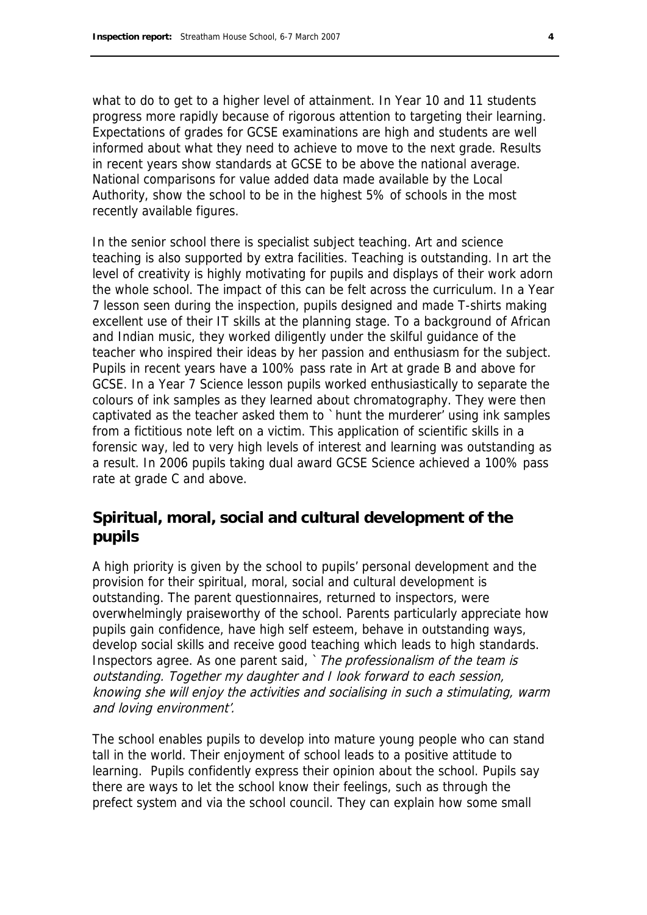what to do to get to a higher level of attainment. In Year 10 and 11 students progress more rapidly because of rigorous attention to targeting their learning. Expectations of grades for GCSE examinations are high and students are well informed about what they need to achieve to move to the next grade. Results in recent years show standards at GCSE to be above the national average. National comparisons for value added data made available by the Local Authority, show the school to be in the highest 5% of schools in the most recently available figures.

In the senior school there is specialist subject teaching. Art and science teaching is also supported by extra facilities. Teaching is outstanding. In art the level of creativity is highly motivating for pupils and displays of their work adorn the whole school. The impact of this can be felt across the curriculum. In a Year 7 lesson seen during the inspection, pupils designed and made T-shirts making excellent use of their IT skills at the planning stage. To a background of African and Indian music, they worked diligently under the skilful guidance of the teacher who inspired their ideas by her passion and enthusiasm for the subject. Pupils in recent years have a 100% pass rate in Art at grade B and above for GCSE. In a Year 7 Science lesson pupils worked enthusiastically to separate the colours of ink samples as they learned about chromatography. They were then captivated as the teacher asked them to `hunt the murderer' using ink samples from a fictitious note left on a victim. This application of scientific skills in a forensic way, led to very high levels of interest and learning was outstanding as a result. In 2006 pupils taking dual award GCSE Science achieved a 100% pass rate at grade C and above.

## Spiritual, moral, social and cultural development of the pupils

A high priority is given by the school to pupils' personal development and the provision for their spiritual, moral, social and cultural development is outstanding. The parent questionnaires, returned to inspectors, were overwhelmingly praiseworthy of the school. Parents particularly appreciate how pupils gain confidence, have high self esteem, behave in outstanding ways, develop social skills and receive good teaching which leads to high standards. Inspectors agree. As one parent said, `*The professionalism of the team is outstanding. Together my daughter and I look forward to each session, knowing she will enjoy the activities and socialising in such a stimulating, warm and loving environment*'.

The school enables pupils to develop into mature young people who can stand tall in the world. Their enjoyment of school leads to a positive attitude to learning. Pupils confidently express their opinion about the school. Pupils say there are ways to let the school know their feelings, such as through the prefect system and via the school council. They can explain how some small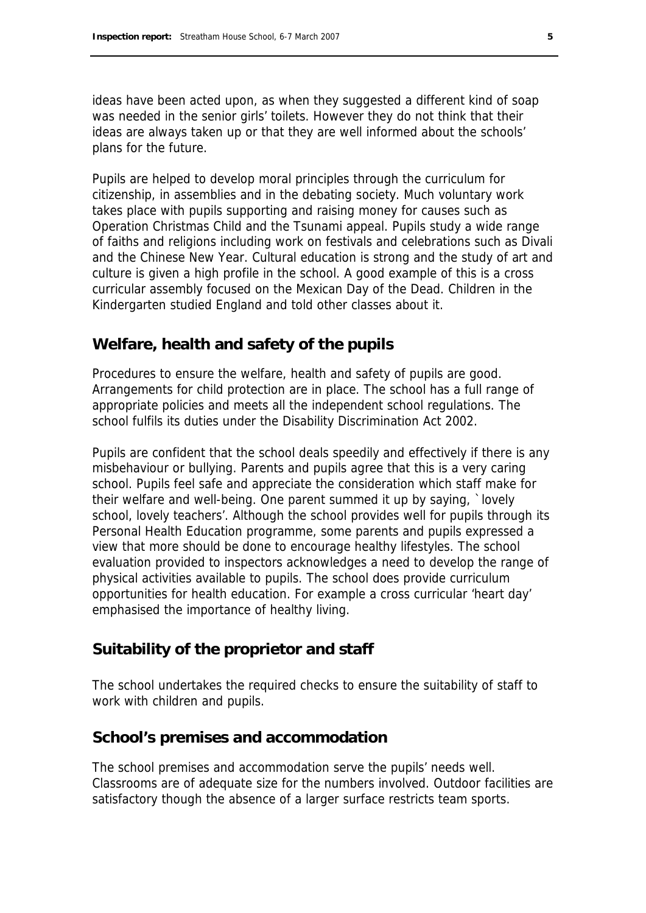ideas have been acted upon, as when they suggested a different kind of soap was needed in the senior girls' toilets. However they do not think that their ideas are always taken up or that they are well informed about the schools' plans for the future.

Pupils are helped to develop moral principles through the curriculum for citizenship, in assemblies and in the debating society. Much voluntary work takes place with pupils supporting and raising money for causes such as Operation Christmas Child and the Tsunami appeal. Pupils study a wide range of faiths and religions including work on festivals and celebrations such as Divali and the Chinese New Year. Cultural education is strong and the study of art and culture is given a high profile in the school. A good example of this is a cross curricular assembly focused on the Mexican Day of the Dead. Children in the Kindergarten studied England and told other classes about it.

## Welfare, health and safety of the pupils

Procedures to ensure the welfare, health and safety of pupils are good. Arrangements for child protection are in place. The school has a full range of appropriate policies and meets all the independent school regulations. The school fulfils its duties under the Disability Discrimination Act 2002.

Pupils are confident that the school deals speedily and effectively if there is any misbehaviour or bullying. Parents and pupils agree that this is a very caring school. Pupils feel safe and appreciate the consideration which staff make for their welfare and well-being. One parent summed it up by saying, `lovely school, lovely teachers'. Although the school provides well for pupils through its Personal Health Education programme, some parents and pupils expressed a view that more should be done to encourage healthy lifestyles. The school evaluation provided to inspectors acknowledges a need to develop the range of physical activities available to pupils. The school does provide curriculum opportunities for health education. For example a cross curricular 'heart day' emphasised the importance of healthy living.

## Suitability of the proprietor and staff

The school undertakes the required checks to ensure the suitability of staff to work with children and pupils.

## School's premises and accommodation

The school premises and accommodation serve the pupils' needs well. Classrooms are of adequate size for the numbers involved. Outdoor facilities are satisfactory though the absence of a larger surface restricts team sports.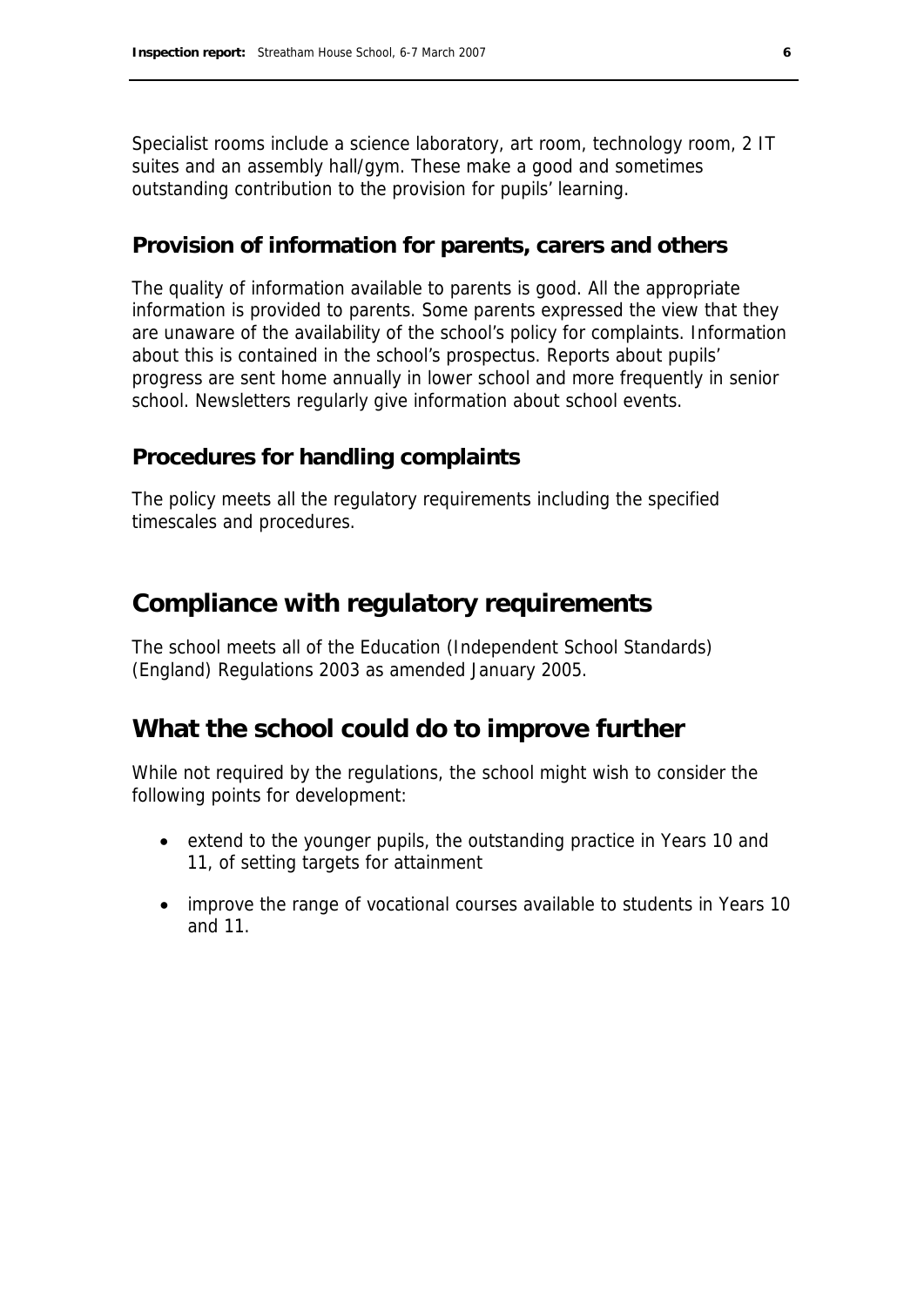Specialist rooms include a science laboratory, art room, technology room, 2 IT suites and an assembly hall/gym. These make a good and sometimes outstanding contribution to the provision for pupils' learning.

### Provision of information for parents, carers and others

The quality of information available to parents is good. All the appropriate information is provided to parents. Some parents expressed the view that they are unaware of the availability of the school's policy for complaints. Information about this is contained in the school's prospectus. Reports about pupils' progress are sent home annually in lower school and more frequently in senior school. Newsletters regularly give information about school events.

### Procedures for handling complaints

The policy meets all the regulatory requirements including the specified timescales and procedures.

## Compliance with regulatory requirements

The school meets all of the Education (Independent School Standards) (England) Regulations 2003 as amended January 2005.

## What the school could do to improve further

While not required by the regulations, the school might wish to consider the following points for development:

- extend to the younger pupils, the outstanding practice in Years 10 and 11, of setting targets for attainment
- improve the range of vocational courses available to students in Years 10 and 11.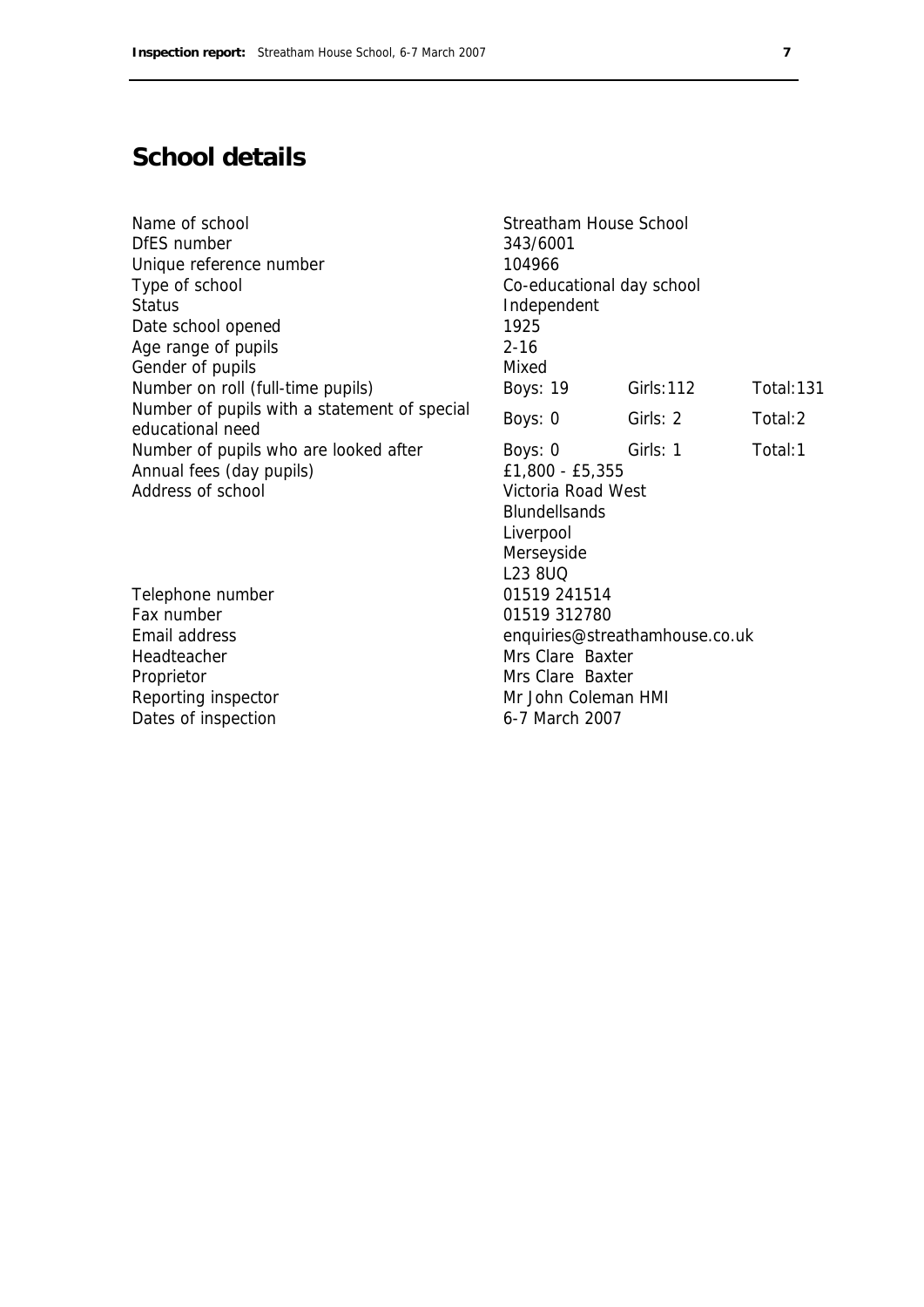## School details

| | | | |
|---|---|---|---|
| Name of school | Streatham House School | | |
| DfES number | 343/6001 | | |
| Unique reference number | 104966 | | |
| Type of school | Co-educational day school | | |
| Status | Independent | | |
| Date school opened | 1925 | | |
| Age range of pupils | 2-16 | | |
| Gender of pupils | Mixed | | |
| Number on roll (full-time pupils) | Boys: 19 | Girls: 112 | Total: 131 |
| Number of pupils with a statement of special educational need | Boys: 0 | Girls: 2 | Total: 2 |
| Number of pupils who are looked after | Boys: 0 | Girls: 1 | Total: 1 |
| Annual fees (day pupils) | £1,800 - £5,355 | | |
| Address of school | Victoria Road West<br>Blundellsands<br>Liverpool<br>Merseyside<br>L23 8UQ | | |
| Telephone number | 01519 241514 | | |
| Fax number | 01519 312780 | | |
| Email address | enquiries@streathamhouse.co.uk | | |
| Headteacher | Mrs Clare Baxter | | |
| Proprietor | Mrs Clare Baxter | | |
| Reporting inspector | Mr John Coleman HMI | | |
| Dates of inspection | 6-7 March 2007 | | |